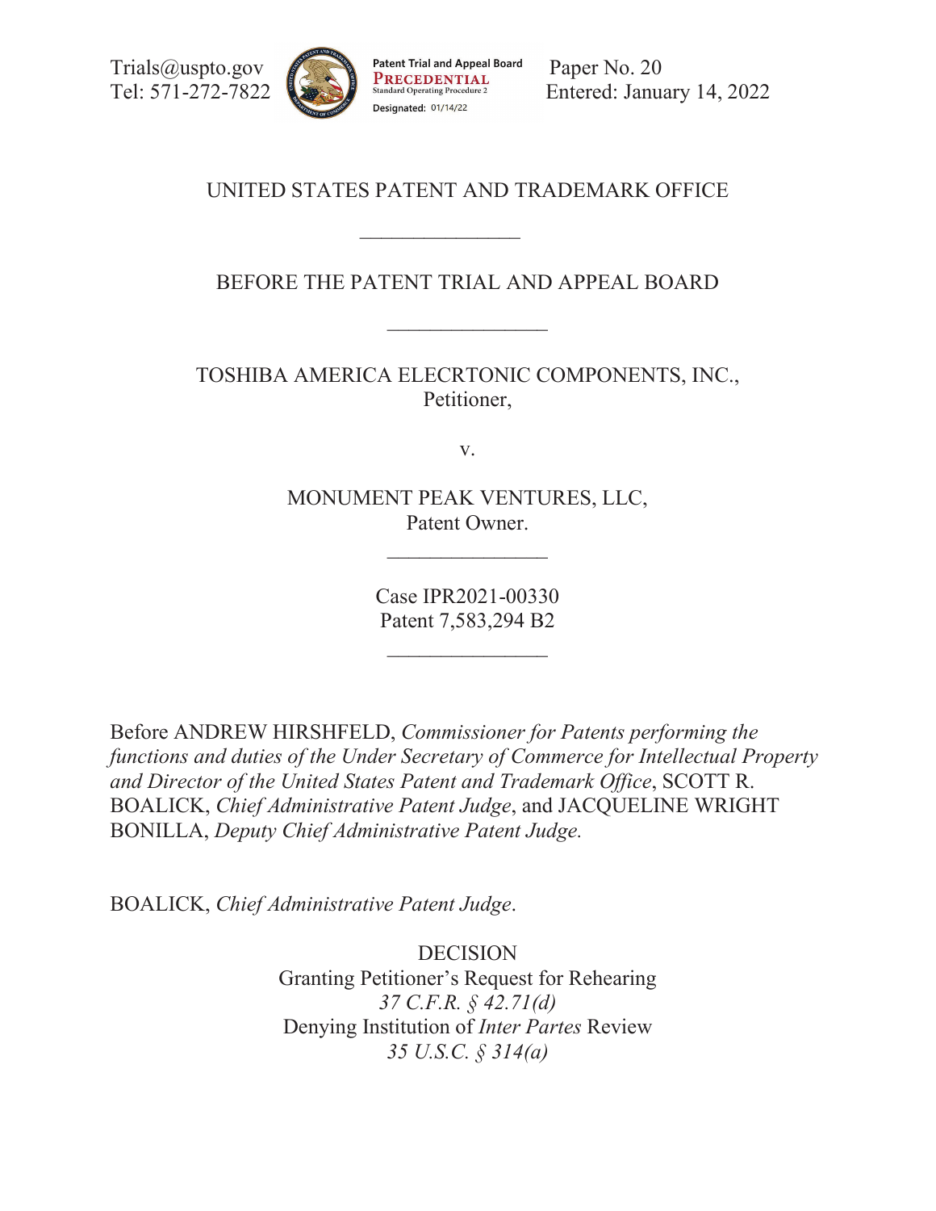Trials@uspto.gov
Tel: 571-272-7822

Patent Trial and Appeal Board
PRECEDENTIAL
Standard Operating Procedure 2
Designated: 01/14/22

Paper No. 20
Entered: January 14, 2022

UNITED STATES PATENT AND TRADEMARK OFFICE

---

BEFORE THE PATENT TRIAL AND APPEAL BOARD

---

TOSHIBA AMERICA ELECRTONIC COMPONENTS, INC.,
Petitioner,

v.

MONUMENT PEAK VENTURES, LLC,
Patent Owner.

---

Case IPR2021-00330
Patent 7,583,294 B2

---

Before ANDREW HIRSHFELD, *Commissioner for Patents performing the functions and duties of the Under Secretary of Commerce for Intellectual Property and Director of the United States Patent and Trademark Office*, SCOTT R. BOALICK, *Chief Administrative Patent Judge*, and JACQUELINE WRIGHT BONILLA, *Deputy Chief Administrative Patent Judge.*

BOALICK, *Chief Administrative Patent Judge*.

DECISION
Granting Petitioner's Request for Rehearing
*37 C.F.R. § 42.71(d)*
Denying Institution of *Inter Partes* Review
*35 U.S.C. § 314(a)*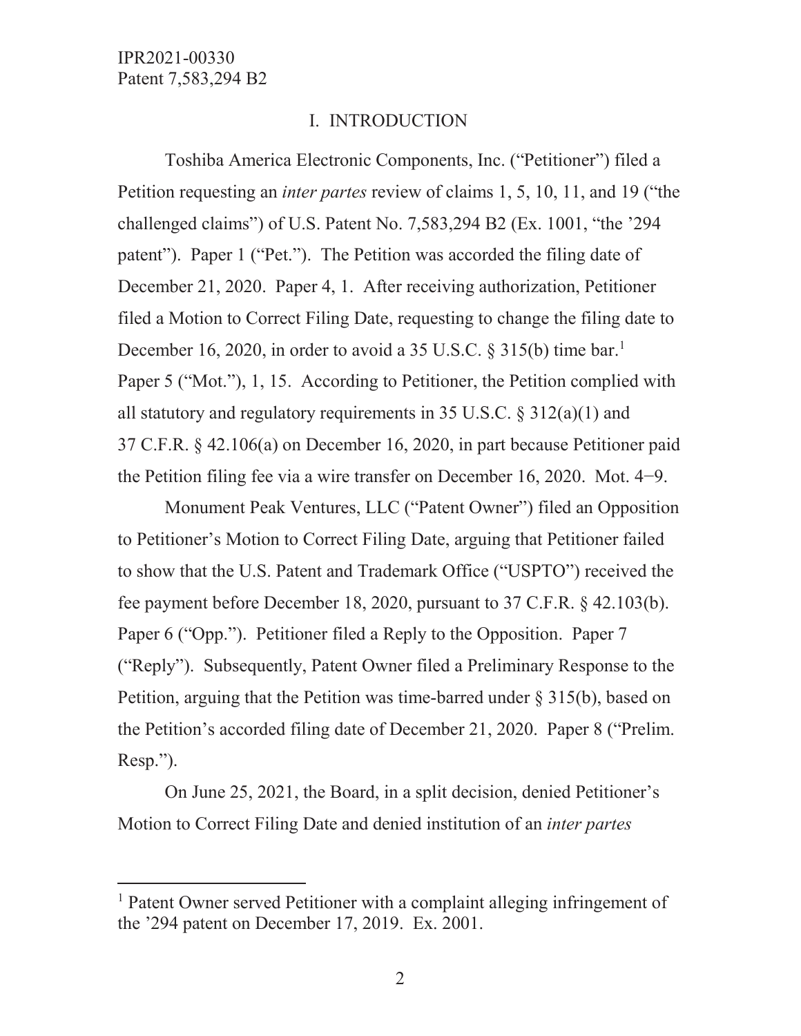## I. INTRODUCTION

Toshiba America Electronic Components, Inc. ("Petitioner") filed a Petition requesting an *inter partes* review of claims 1, 5, 10, 11, and 19 ("the challenged claims") of U.S. Patent No. 7,583,294 B2 (Ex. 1001, "the '294 patent"). Paper 1 ("Pet."). The Petition was accorded the filing date of December 21, 2020. Paper 4, 1. After receiving authorization, Petitioner filed a Motion to Correct Filing Date, requesting to change the filing date to December 16, 2020, in order to avoid a 35 U.S.C. § 315(b) time bar.[1] Paper 5 ("Mot."), 1, 15. According to Petitioner, the Petition complied with all statutory and regulatory requirements in 35 U.S.C. § 312(a)(1) and 37 C.F.R. § 42.106(a) on December 16, 2020, in part because Petitioner paid the Petition filing fee via a wire transfer on December 16, 2020. Mot. 4−9.

Monument Peak Ventures, LLC ("Patent Owner") filed an Opposition to Petitioner's Motion to Correct Filing Date, arguing that Petitioner failed to show that the U.S. Patent and Trademark Office ("USPTO") received the fee payment before December 18, 2020, pursuant to 37 C.F.R. § 42.103(b). Paper 6 ("Opp."). Petitioner filed a Reply to the Opposition. Paper 7 ("Reply"). Subsequently, Patent Owner filed a Preliminary Response to the Petition, arguing that the Petition was time-barred under § 315(b), based on the Petition's accorded filing date of December 21, 2020. Paper 8 ("Prelim. Resp.").

On June 25, 2021, the Board, in a split decision, denied Petitioner's Motion to Correct Filing Date and denied institution of an *inter partes*

[1] Patent Owner served Petitioner with a complaint alleging infringement of the '294 patent on December 17, 2019. Ex. 2001.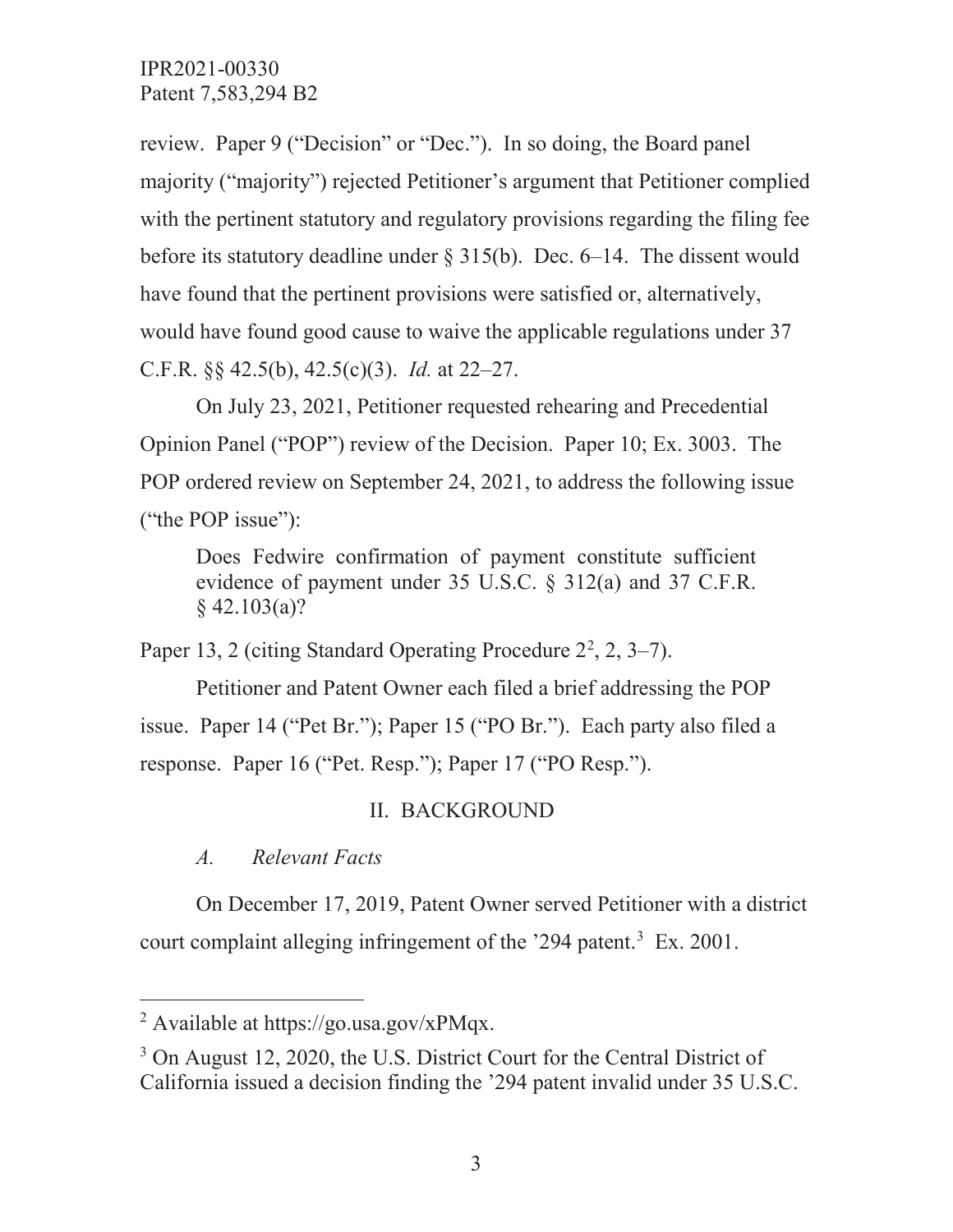review. Paper 9 ("Decision" or "Dec."). In so doing, the Board panel majority ("majority") rejected Petitioner's argument that Petitioner complied with the pertinent statutory and regulatory provisions regarding the filing fee before its statutory deadline under § 315(b). Dec. 6–14. The dissent would have found that the pertinent provisions were satisfied or, alternatively, would have found good cause to waive the applicable regulations under 37 C.F.R. §§ 42.5(b), 42.5(c)(3). *Id.* at 22–27.

On July 23, 2021, Petitioner requested rehearing and Precedential Opinion Panel ("POP") review of the Decision. Paper 10; Ex. 3003. The POP ordered review on September 24, 2021, to address the following issue ("the POP issue"):

> Does Fedwire confirmation of payment constitute sufficient evidence of payment under 35 U.S.C. § 312(a) and 37 C.F.R. § 42.103(a)?

Paper 13, 2 (citing Standard Operating Procedure 2[2], 2, 3–7).

Petitioner and Patent Owner each filed a brief addressing the POP issue. Paper 14 ("Pet Br."); Paper 15 ("PO Br."). Each party also filed a response. Paper 16 ("Pet. Resp."); Paper 17 ("PO Resp.").

## II. BACKGROUND

### *A. Relevant Facts*

On December 17, 2019, Patent Owner served Petitioner with a district court complaint alleging infringement of the '294 patent.[3] Ex. 2001.

---

[2] Available at https://go.usa.gov/xPMqx.

[3] On August 12, 2020, the U.S. District Court for the Central District of California issued a decision finding the '294 patent invalid under 35 U.S.C.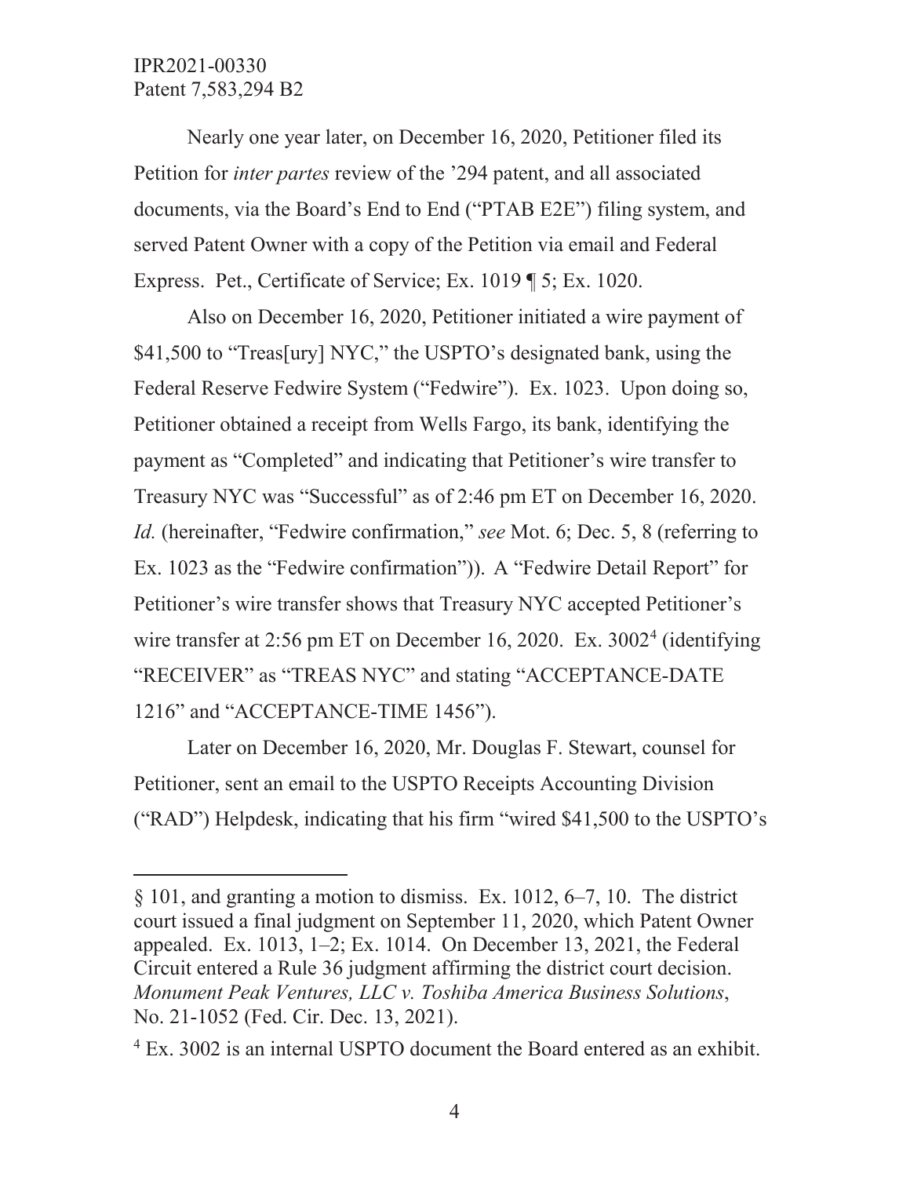Nearly one year later, on December 16, 2020, Petitioner filed its Petition for *inter partes* review of the '294 patent, and all associated documents, via the Board's End to End ("PTAB E2E") filing system, and served Patent Owner with a copy of the Petition via email and Federal Express. Pet., Certificate of Service; Ex. 1019 ¶ 5; Ex. 1020.

Also on December 16, 2020, Petitioner initiated a wire payment of $41,500 to "Treas[ury] NYC," the USPTO's designated bank, using the Federal Reserve Fedwire System ("Fedwire"). Ex. 1023. Upon doing so, Petitioner obtained a receipt from Wells Fargo, its bank, identifying the payment as "Completed" and indicating that Petitioner's wire transfer to Treasury NYC was "Successful" as of 2:46 pm ET on December 16, 2020. *Id.* (hereinafter, "Fedwire confirmation," *see* Mot. 6; Dec. 5, 8 (referring to Ex. 1023 as the "Fedwire confirmation")). A "Fedwire Detail Report" for Petitioner's wire transfer shows that Treasury NYC accepted Petitioner's wire transfer at 2:56 pm ET on December 16, 2020. Ex. 3002[4] (identifying "RECEIVER" as "TREAS NYC" and stating "ACCEPTANCE-DATE 1216" and "ACCEPTANCE-TIME 1456").

Later on December 16, 2020, Mr. Douglas F. Stewart, counsel for Petitioner, sent an email to the USPTO Receipts Accounting Division ("RAD") Helpdesk, indicating that his firm "wired $41,500 to the USPTO's

---

§ 101, and granting a motion to dismiss. Ex. 1012, 6–7, 10. The district court issued a final judgment on September 11, 2020, which Patent Owner appealed. Ex. 1013, 1–2; Ex. 1014. On December 13, 2021, the Federal Circuit entered a Rule 36 judgment affirming the district court decision. *Monument Peak Ventures, LLC v. Toshiba America Business Solutions*, No. 21-1052 (Fed. Cir. Dec. 13, 2021).

[4] Ex. 3002 is an internal USPTO document the Board entered as an exhibit.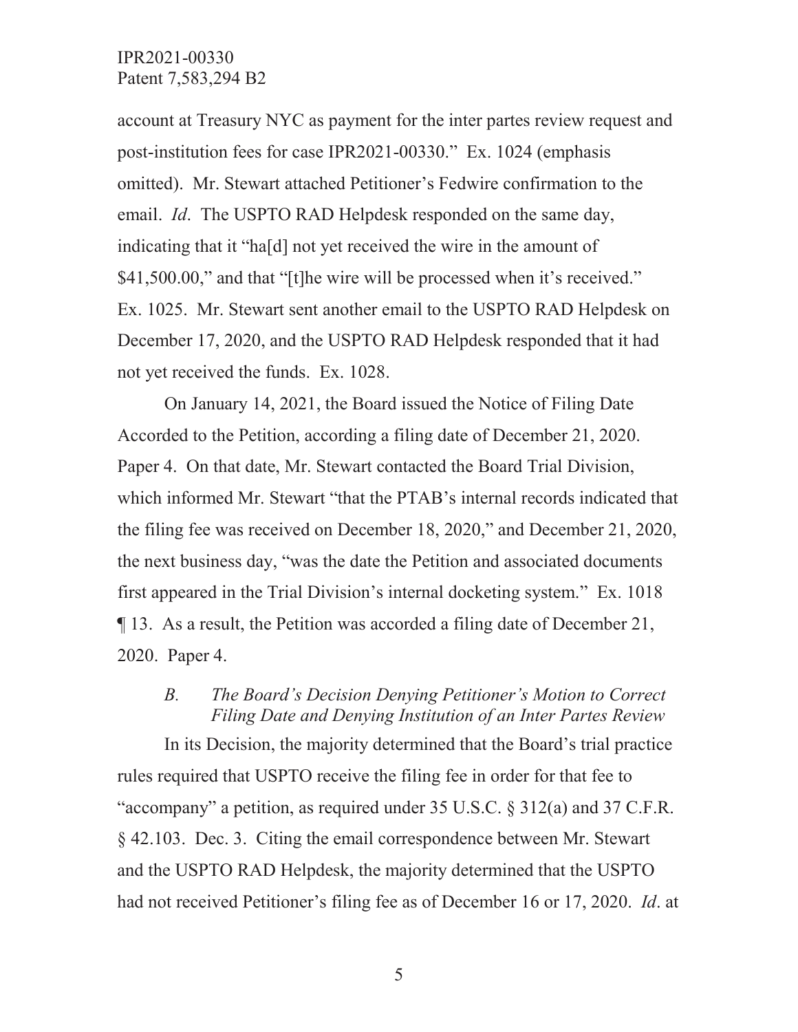account at Treasury NYC as payment for the inter partes review request and post-institution fees for case IPR2021-00330." Ex. 1024 (emphasis omitted). Mr. Stewart attached Petitioner's Fedwire confirmation to the email. *Id*. The USPTO RAD Helpdesk responded on the same day, indicating that it "ha[d] not yet received the wire in the amount of $41,500.00," and that "[t]he wire will be processed when it's received." Ex. 1025. Mr. Stewart sent another email to the USPTO RAD Helpdesk on December 17, 2020, and the USPTO RAD Helpdesk responded that it had not yet received the funds. Ex. 1028.

On January 14, 2021, the Board issued the Notice of Filing Date Accorded to the Petition, according a filing date of December 21, 2020. Paper 4. On that date, Mr. Stewart contacted the Board Trial Division, which informed Mr. Stewart "that the PTAB's internal records indicated that the filing fee was received on December 18, 2020," and December 21, 2020, the next business day, "was the date the Petition and associated documents first appeared in the Trial Division's internal docketing system." Ex. 1018 ¶ 13. As a result, the Petition was accorded a filing date of December 21, 2020. Paper 4.

### *B. The Board's Decision Denying Petitioner's Motion to Correct Filing Date and Denying Institution of an Inter Partes Review*

In its Decision, the majority determined that the Board's trial practice rules required that USPTO receive the filing fee in order for that fee to "accompany" a petition, as required under 35 U.S.C. § 312(a) and 37 C.F.R. § 42.103. Dec. 3. Citing the email correspondence between Mr. Stewart and the USPTO RAD Helpdesk, the majority determined that the USPTO had not received Petitioner's filing fee as of December 16 or 17, 2020. *Id*. at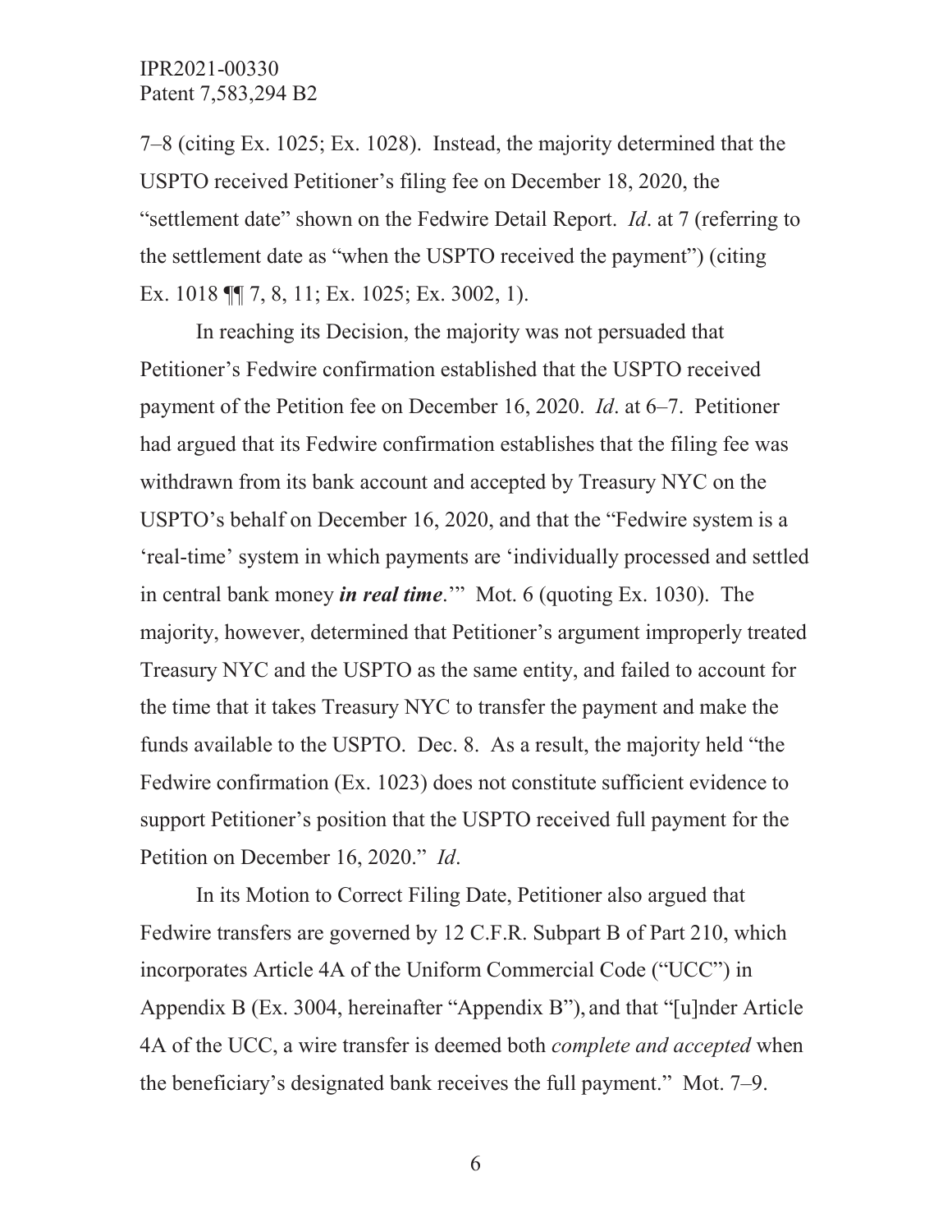7–8 (citing Ex. 1025; Ex. 1028). Instead, the majority determined that the USPTO received Petitioner's filing fee on December 18, 2020, the "settlement date" shown on the Fedwire Detail Report. *Id*. at 7 (referring to the settlement date as "when the USPTO received the payment") (citing Ex. 1018 ¶¶ 7, 8, 11; Ex. 1025; Ex. 3002, 1).

In reaching its Decision, the majority was not persuaded that Petitioner's Fedwire confirmation established that the USPTO received payment of the Petition fee on December 16, 2020. *Id*. at 6–7. Petitioner had argued that its Fedwire confirmation establishes that the filing fee was withdrawn from its bank account and accepted by Treasury NYC on the USPTO's behalf on December 16, 2020, and that the "Fedwire system is a 'real-time' system in which payments are 'individually processed and settled in central bank money ***in real time***.'" Mot. 6 (quoting Ex. 1030). The majority, however, determined that Petitioner's argument improperly treated Treasury NYC and the USPTO as the same entity, and failed to account for the time that it takes Treasury NYC to transfer the payment and make the funds available to the USPTO. Dec. 8. As a result, the majority held "the Fedwire confirmation (Ex. 1023) does not constitute sufficient evidence to support Petitioner's position that the USPTO received full payment for the Petition on December 16, 2020." *Id*.

In its Motion to Correct Filing Date, Petitioner also argued that Fedwire transfers are governed by 12 C.F.R. Subpart B of Part 210, which incorporates Article 4A of the Uniform Commercial Code ("UCC") in Appendix B (Ex. 3004, hereinafter "Appendix B"), and that "[u]nder Article 4A of the UCC, a wire transfer is deemed both *complete and accepted* when the beneficiary's designated bank receives the full payment." Mot. 7–9.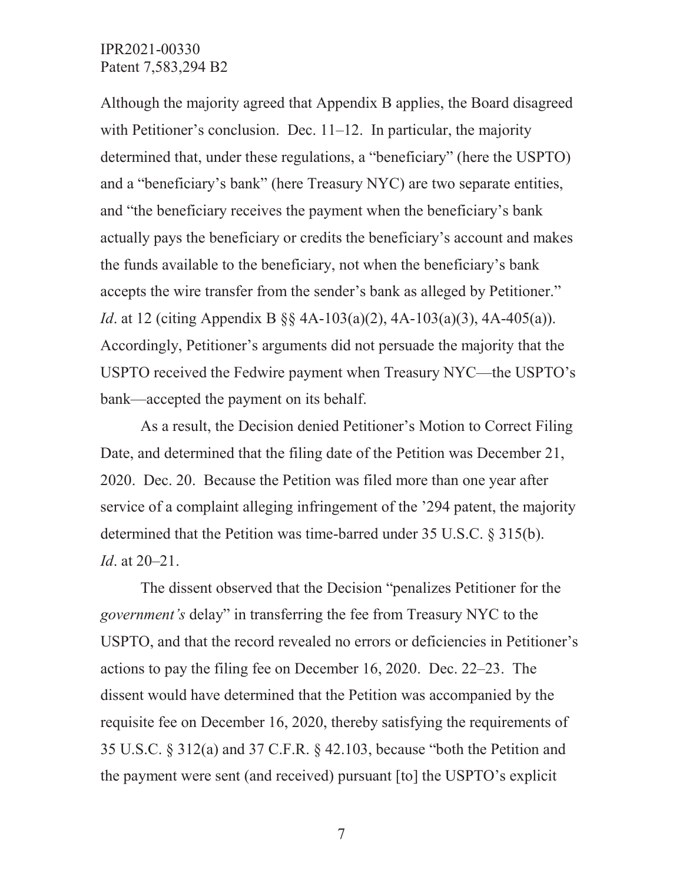Although the majority agreed that Appendix B applies, the Board disagreed with Petitioner's conclusion. Dec. 11–12. In particular, the majority determined that, under these regulations, a "beneficiary" (here the USPTO) and a "beneficiary's bank" (here Treasury NYC) are two separate entities, and "the beneficiary receives the payment when the beneficiary's bank actually pays the beneficiary or credits the beneficiary's account and makes the funds available to the beneficiary, not when the beneficiary's bank accepts the wire transfer from the sender's bank as alleged by Petitioner." *Id*. at 12 (citing Appendix B §§ 4A-103(a)(2), 4A-103(a)(3), 4A-405(a)). Accordingly, Petitioner's arguments did not persuade the majority that the USPTO received the Fedwire payment when Treasury NYC—the USPTO's bank—accepted the payment on its behalf.

As a result, the Decision denied Petitioner's Motion to Correct Filing Date, and determined that the filing date of the Petition was December 21, 2020. Dec. 20. Because the Petition was filed more than one year after service of a complaint alleging infringement of the '294 patent, the majority determined that the Petition was time-barred under 35 U.S.C. § 315(b). *Id*. at 20–21.

The dissent observed that the Decision "penalizes Petitioner for the *government's* delay" in transferring the fee from Treasury NYC to the USPTO, and that the record revealed no errors or deficiencies in Petitioner's actions to pay the filing fee on December 16, 2020. Dec. 22–23. The dissent would have determined that the Petition was accompanied by the requisite fee on December 16, 2020, thereby satisfying the requirements of 35 U.S.C. § 312(a) and 37 C.F.R. § 42.103, because "both the Petition and the payment were sent (and received) pursuant [to] the USPTO's explicit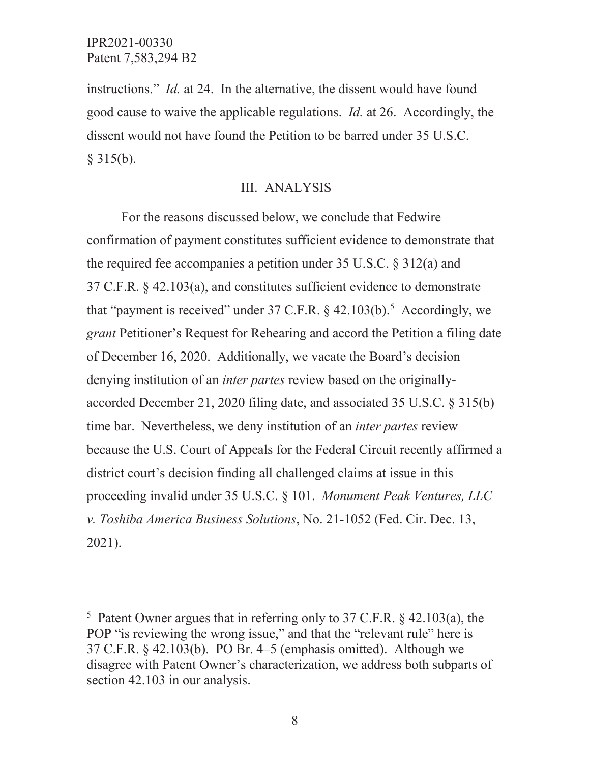instructions." *Id.* at 24. In the alternative, the dissent would have found good cause to waive the applicable regulations. *Id.* at 26. Accordingly, the dissent would not have found the Petition to be barred under 35 U.S.C. § 315(b).

## III. ANALYSIS

For the reasons discussed below, we conclude that Fedwire confirmation of payment constitutes sufficient evidence to demonstrate that the required fee accompanies a petition under 35 U.S.C. § 312(a) and 37 C.F.R. § 42.103(a), and constitutes sufficient evidence to demonstrate that "payment is received" under 37 C.F.R. § 42.103(b).[5] Accordingly, we *grant* Petitioner's Request for Rehearing and accord the Petition a filing date of December 16, 2020. Additionally, we vacate the Board's decision denying institution of an *inter partes* review based on the originally-accorded December 21, 2020 filing date, and associated 35 U.S.C. § 315(b) time bar. Nevertheless, we deny institution of an *inter partes* review because the U.S. Court of Appeals for the Federal Circuit recently affirmed a district court's decision finding all challenged claims at issue in this proceeding invalid under 35 U.S.C. § 101. *Monument Peak Ventures, LLC v. Toshiba America Business Solutions*, No. 21-1052 (Fed. Cir. Dec. 13, 2021).

---

[5] Patent Owner argues that in referring only to 37 C.F.R. § 42.103(a), the POP "is reviewing the wrong issue," and that the "relevant rule" here is 37 C.F.R. § 42.103(b). PO Br. 4–5 (emphasis omitted). Although we disagree with Patent Owner's characterization, we address both subparts of section 42.103 in our analysis.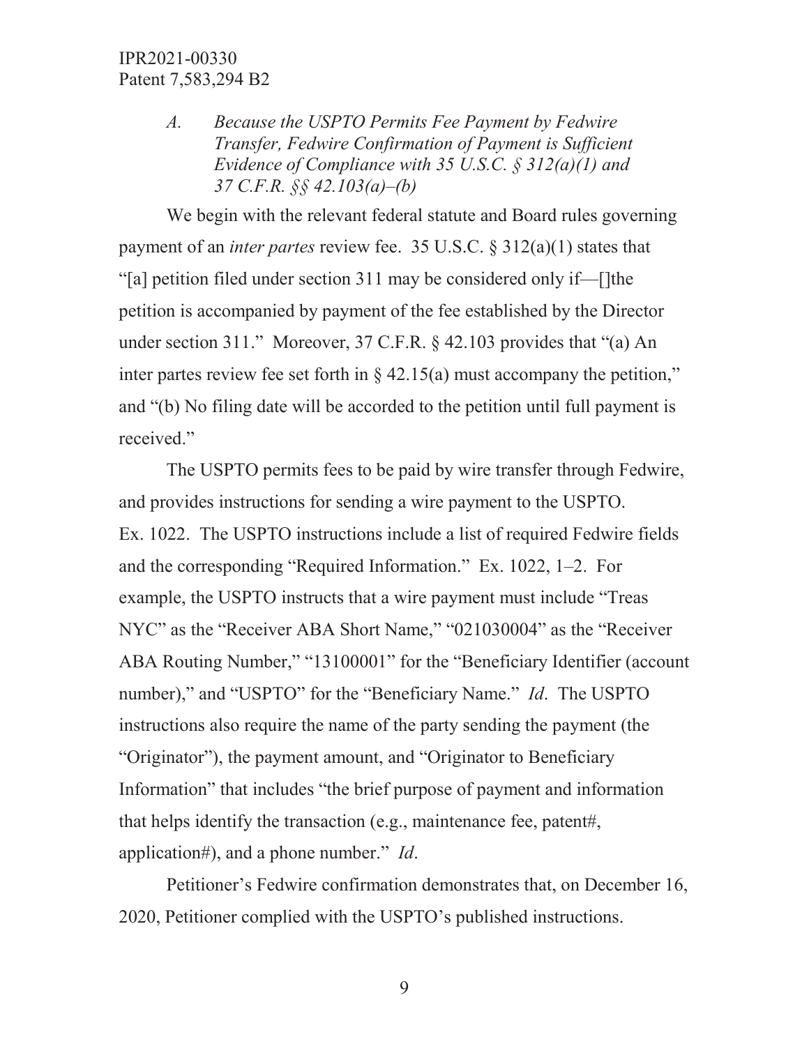### *A. Because the USPTO Permits Fee Payment by Fedwire Transfer, Fedwire Confirmation of Payment is Sufficient Evidence of Compliance with 35 U.S.C. § 312(a)(1) and 37 C.F.R. §§ 42.103(a)–(b)*

We begin with the relevant federal statute and Board rules governing payment of an *inter partes* review fee. 35 U.S.C. § 312(a)(1) states that "[a] petition filed under section 311 may be considered only if—[]the petition is accompanied by payment of the fee established by the Director under section 311." Moreover, 37 C.F.R. § 42.103 provides that "(a) An inter partes review fee set forth in § 42.15(a) must accompany the petition," and "(b) No filing date will be accorded to the petition until full payment is received."

The USPTO permits fees to be paid by wire transfer through Fedwire, and provides instructions for sending a wire payment to the USPTO. Ex. 1022. The USPTO instructions include a list of required Fedwire fields and the corresponding "Required Information." Ex. 1022, 1–2. For example, the USPTO instructs that a wire payment must include "Treas NYC" as the "Receiver ABA Short Name," "021030004" as the "Receiver ABA Routing Number," "13100001" for the "Beneficiary Identifier (account number)," and "USPTO" for the "Beneficiary Name." *Id*. The USPTO instructions also require the name of the party sending the payment (the "Originator"), the payment amount, and "Originator to Beneficiary Information" that includes "the brief purpose of payment and information that helps identify the transaction (e.g., maintenance fee, patent#, application#), and a phone number." *Id*.

Petitioner's Fedwire confirmation demonstrates that, on December 16, 2020, Petitioner complied with the USPTO's published instructions.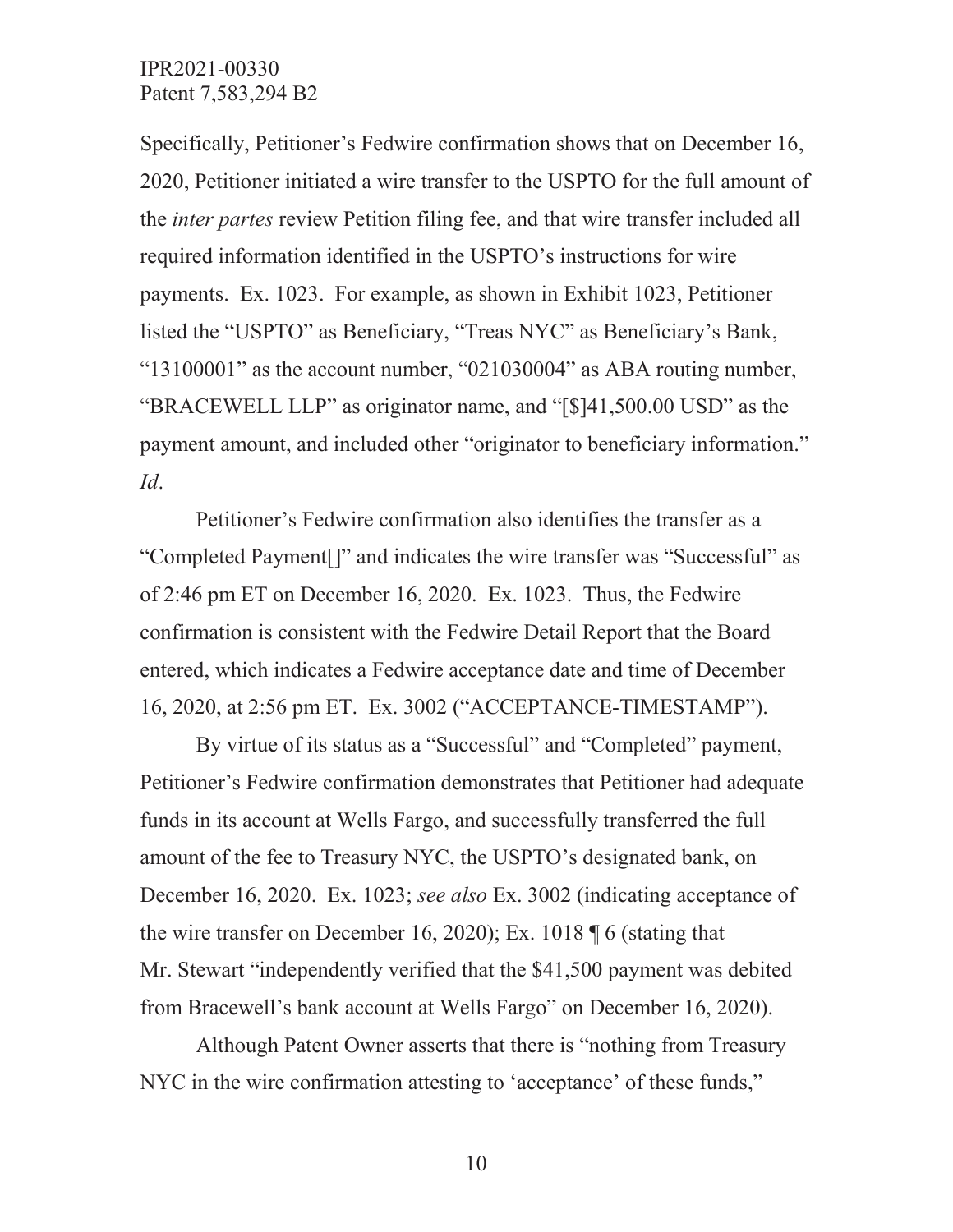Specifically, Petitioner's Fedwire confirmation shows that on December 16, 2020, Petitioner initiated a wire transfer to the USPTO for the full amount of the *inter partes* review Petition filing fee, and that wire transfer included all required information identified in the USPTO's instructions for wire payments. Ex. 1023. For example, as shown in Exhibit 1023, Petitioner listed the "USPTO" as Beneficiary, "Treas NYC" as Beneficiary's Bank, "13100001" as the account number, "021030004" as ABA routing number, "BRACEWELL LLP" as originator name, and "[$]41,500.00 USD" as the payment amount, and included other "originator to beneficiary information." *Id*.

Petitioner's Fedwire confirmation also identifies the transfer as a "Completed Payment[]" and indicates the wire transfer was "Successful" as of 2:46 pm ET on December 16, 2020. Ex. 1023. Thus, the Fedwire confirmation is consistent with the Fedwire Detail Report that the Board entered, which indicates a Fedwire acceptance date and time of December 16, 2020, at 2:56 pm ET. Ex. 3002 ("ACCEPTANCE-TIMESTAMP").

By virtue of its status as a "Successful" and "Completed" payment, Petitioner's Fedwire confirmation demonstrates that Petitioner had adequate funds in its account at Wells Fargo, and successfully transferred the full amount of the fee to Treasury NYC, the USPTO's designated bank, on December 16, 2020. Ex. 1023; *see also* Ex. 3002 (indicating acceptance of the wire transfer on December 16, 2020); Ex. 1018 ¶ 6 (stating that Mr. Stewart "independently verified that the $41,500 payment was debited from Bracewell's bank account at Wells Fargo" on December 16, 2020).

Although Patent Owner asserts that there is "nothing from Treasury NYC in the wire confirmation attesting to 'acceptance' of these funds,"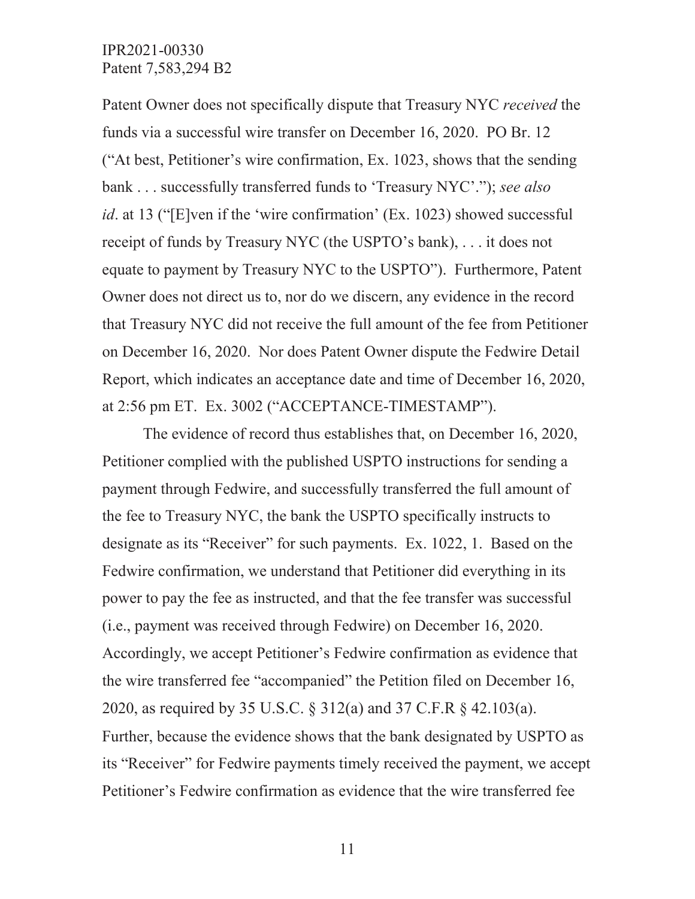Patent Owner does not specifically dispute that Treasury NYC *received* the funds via a successful wire transfer on December 16, 2020. PO Br. 12 ("At best, Petitioner's wire confirmation, Ex. 1023, shows that the sending bank . . . successfully transferred funds to 'Treasury NYC'."); *see also id*. at 13 ("[E]ven if the 'wire confirmation' (Ex. 1023) showed successful receipt of funds by Treasury NYC (the USPTO's bank), . . . it does not equate to payment by Treasury NYC to the USPTO"). Furthermore, Patent Owner does not direct us to, nor do we discern, any evidence in the record that Treasury NYC did not receive the full amount of the fee from Petitioner on December 16, 2020. Nor does Patent Owner dispute the Fedwire Detail Report, which indicates an acceptance date and time of December 16, 2020, at 2:56 pm ET. Ex. 3002 ("ACCEPTANCE-TIMESTAMP").

The evidence of record thus establishes that, on December 16, 2020, Petitioner complied with the published USPTO instructions for sending a payment through Fedwire, and successfully transferred the full amount of the fee to Treasury NYC, the bank the USPTO specifically instructs to designate as its "Receiver" for such payments. Ex. 1022, 1. Based on the Fedwire confirmation, we understand that Petitioner did everything in its power to pay the fee as instructed, and that the fee transfer was successful (i.e., payment was received through Fedwire) on December 16, 2020. Accordingly, we accept Petitioner's Fedwire confirmation as evidence that the wire transferred fee "accompanied" the Petition filed on December 16, 2020, as required by 35 U.S.C. § 312(a) and 37 C.F.R § 42.103(a). Further, because the evidence shows that the bank designated by USPTO as its "Receiver" for Fedwire payments timely received the payment, we accept Petitioner's Fedwire confirmation as evidence that the wire transferred fee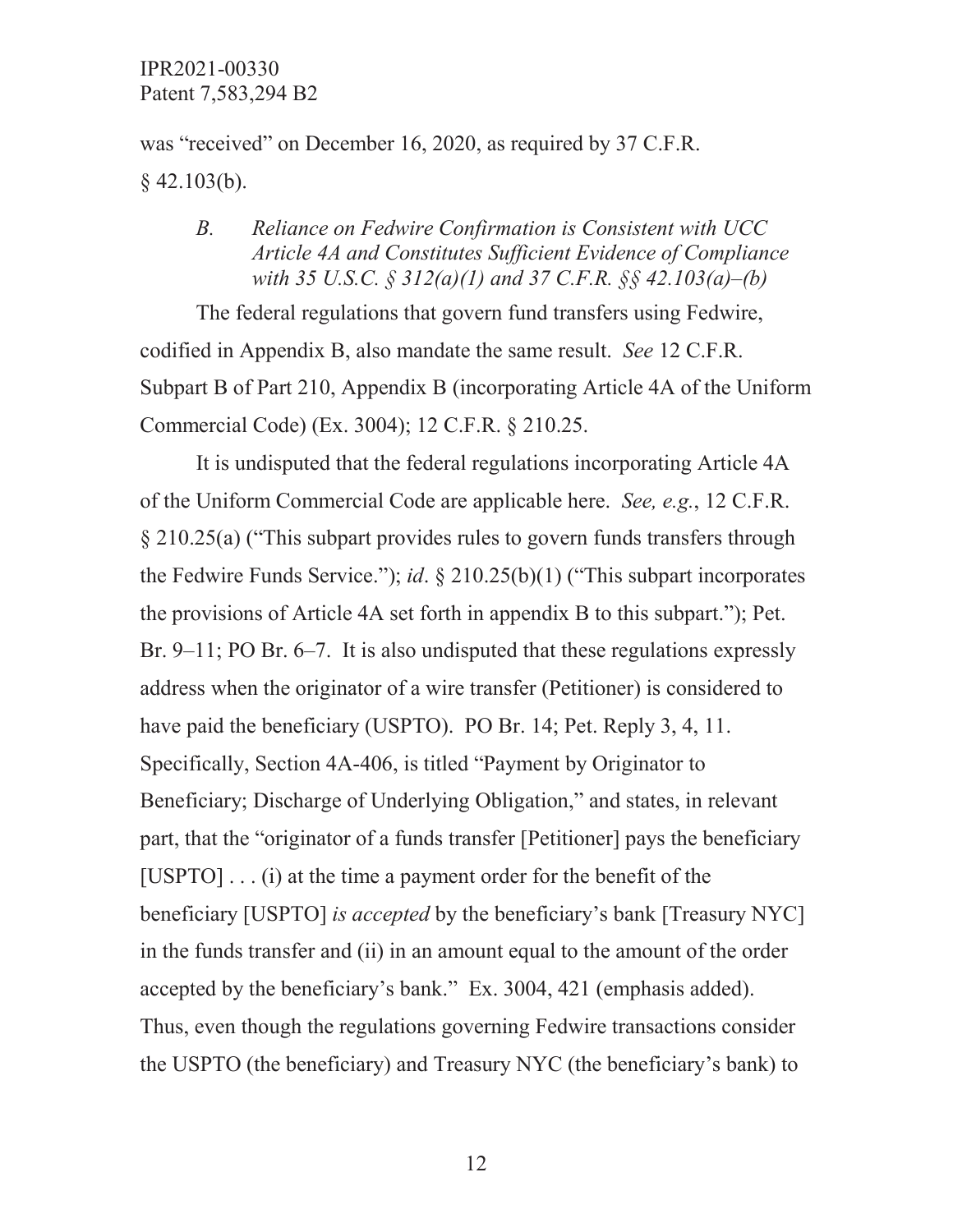was "received" on December 16, 2020, as required by 37 C.F.R. § 42.103(b).

### *B. Reliance on Fedwire Confirmation is Consistent with UCC Article 4A and Constitutes Sufficient Evidence of Compliance with 35 U.S.C. § 312(a)(1) and 37 C.F.R. §§ 42.103(a)–(b)*

The federal regulations that govern fund transfers using Fedwire, codified in Appendix B, also mandate the same result. *See* 12 C.F.R. Subpart B of Part 210, Appendix B (incorporating Article 4A of the Uniform Commercial Code) (Ex. 3004); 12 C.F.R. § 210.25.

It is undisputed that the federal regulations incorporating Article 4A of the Uniform Commercial Code are applicable here. *See, e.g.*, 12 C.F.R. § 210.25(a) ("This subpart provides rules to govern funds transfers through the Fedwire Funds Service."); *id*. § 210.25(b)(1) ("This subpart incorporates the provisions of Article 4A set forth in appendix B to this subpart."); Pet. Br. 9–11; PO Br. 6–7. It is also undisputed that these regulations expressly address when the originator of a wire transfer (Petitioner) is considered to have paid the beneficiary (USPTO). PO Br. 14; Pet. Reply 3, 4, 11. Specifically, Section 4A-406, is titled "Payment by Originator to Beneficiary; Discharge of Underlying Obligation," and states, in relevant part, that the "originator of a funds transfer [Petitioner] pays the beneficiary [USPTO] . . . (i) at the time a payment order for the benefit of the beneficiary [USPTO] *is accepted* by the beneficiary's bank [Treasury NYC] in the funds transfer and (ii) in an amount equal to the amount of the order accepted by the beneficiary's bank." Ex. 3004, 421 (emphasis added). Thus, even though the regulations governing Fedwire transactions consider the USPTO (the beneficiary) and Treasury NYC (the beneficiary's bank) to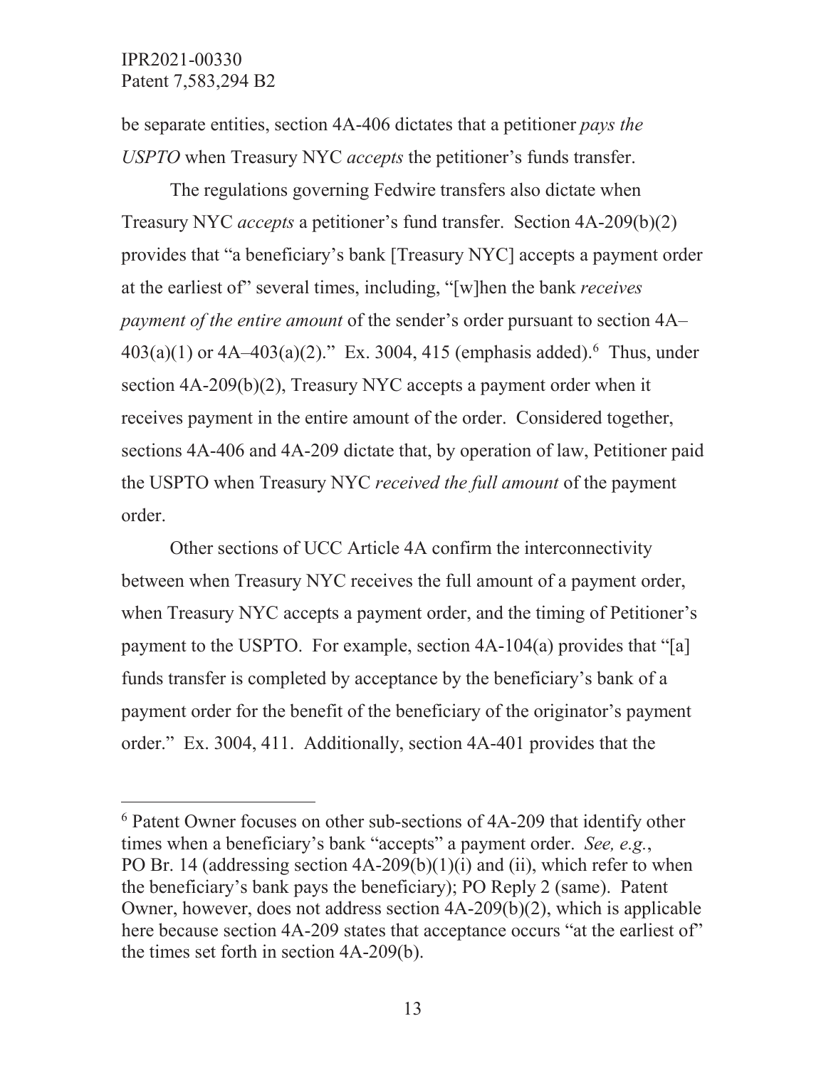be separate entities, section 4A-406 dictates that a petitioner *pays the USPTO* when Treasury NYC *accepts* the petitioner's funds transfer.

The regulations governing Fedwire transfers also dictate when Treasury NYC *accepts* a petitioner's fund transfer. Section 4A-209(b)(2) provides that "a beneficiary's bank [Treasury NYC] accepts a payment order at the earliest of" several times, including, "[w]hen the bank *receives payment of the entire amount* of the sender's order pursuant to section 4A–403(a)(1) or 4A–403(a)(2)." Ex. 3004, 415 (emphasis added).[6] Thus, under section 4A-209(b)(2), Treasury NYC accepts a payment order when it receives payment in the entire amount of the order. Considered together, sections 4A-406 and 4A-209 dictate that, by operation of law, Petitioner paid the USPTO when Treasury NYC *received the full amount* of the payment order.

Other sections of UCC Article 4A confirm the interconnectivity between when Treasury NYC receives the full amount of a payment order, when Treasury NYC accepts a payment order, and the timing of Petitioner's payment to the USPTO. For example, section 4A-104(a) provides that "[a] funds transfer is completed by acceptance by the beneficiary's bank of a payment order for the benefit of the beneficiary of the originator's payment order." Ex. 3004, 411. Additionally, section 4A-401 provides that the

---

[6] Patent Owner focuses on other sub-sections of 4A-209 that identify other times when a beneficiary's bank "accepts" a payment order. *See, e.g.*, PO Br. 14 (addressing section 4A-209(b)(1)(i) and (ii), which refer to when the beneficiary's bank pays the beneficiary); PO Reply 2 (same). Patent Owner, however, does not address section 4A-209(b)(2), which is applicable here because section 4A-209 states that acceptance occurs "at the earliest of" the times set forth in section 4A-209(b).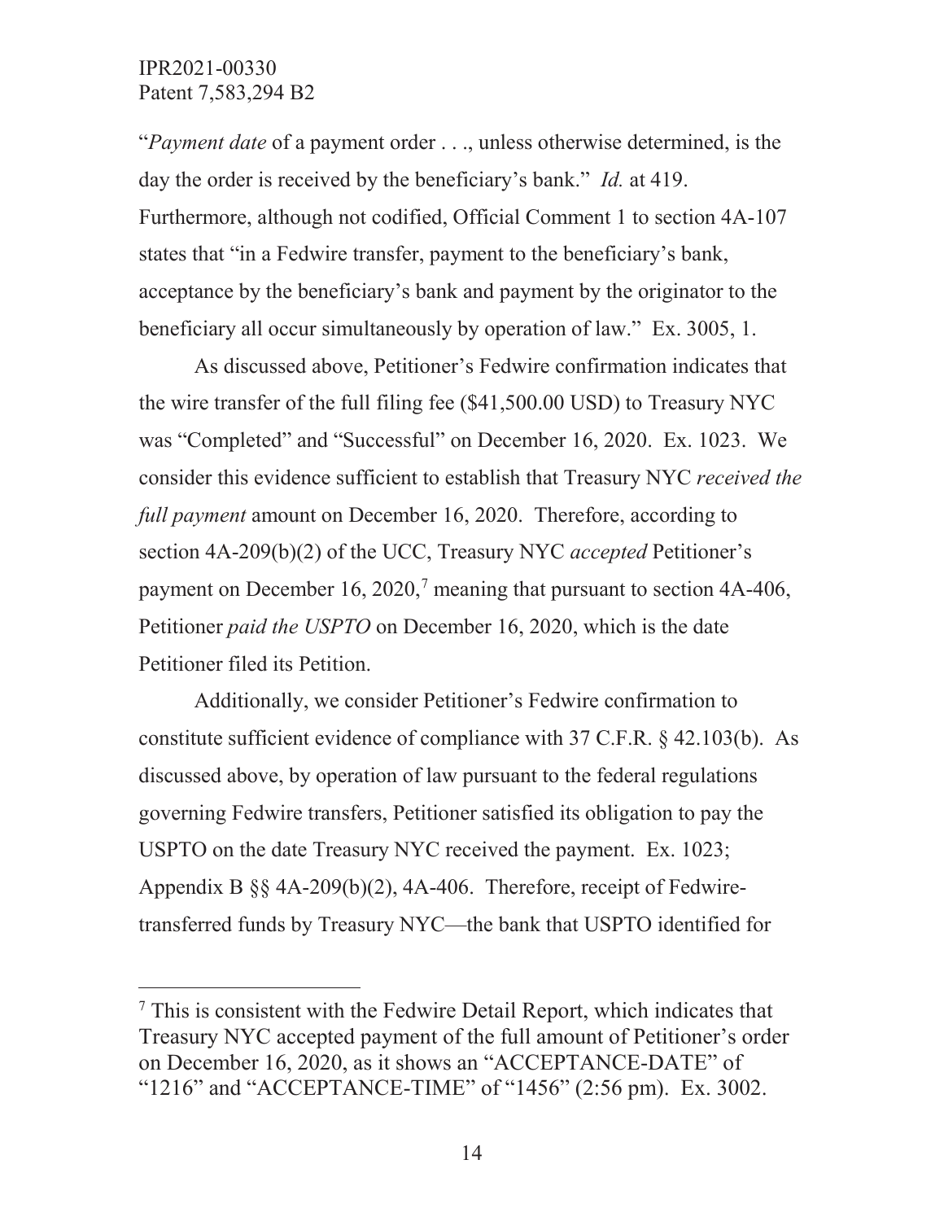"*Payment date* of a payment order . . ., unless otherwise determined, is the day the order is received by the beneficiary's bank." *Id.* at 419. Furthermore, although not codified, Official Comment 1 to section 4A-107 states that "in a Fedwire transfer, payment to the beneficiary's bank, acceptance by the beneficiary's bank and payment by the originator to the beneficiary all occur simultaneously by operation of law." Ex. 3005, 1.

As discussed above, Petitioner's Fedwire confirmation indicates that the wire transfer of the full filing fee ($41,500.00 USD) to Treasury NYC was "Completed" and "Successful" on December 16, 2020. Ex. 1023. We consider this evidence sufficient to establish that Treasury NYC *received the full payment* amount on December 16, 2020. Therefore, according to section 4A-209(b)(2) of the UCC, Treasury NYC *accepted* Petitioner's payment on December 16, 2020,[7] meaning that pursuant to section 4A-406, Petitioner *paid the USPTO* on December 16, 2020, which is the date Petitioner filed its Petition.

Additionally, we consider Petitioner's Fedwire confirmation to constitute sufficient evidence of compliance with 37 C.F.R. § 42.103(b). As discussed above, by operation of law pursuant to the federal regulations governing Fedwire transfers, Petitioner satisfied its obligation to pay the USPTO on the date Treasury NYC received the payment. Ex. 1023; Appendix B §§ 4A-209(b)(2), 4A-406. Therefore, receipt of Fedwire-transferred funds by Treasury NYC—the bank that USPTO identified for

---

[7] This is consistent with the Fedwire Detail Report, which indicates that Treasury NYC accepted payment of the full amount of Petitioner's order on December 16, 2020, as it shows an "ACCEPTANCE-DATE" of "1216" and "ACCEPTANCE-TIME" of "1456" (2:56 pm). Ex. 3002.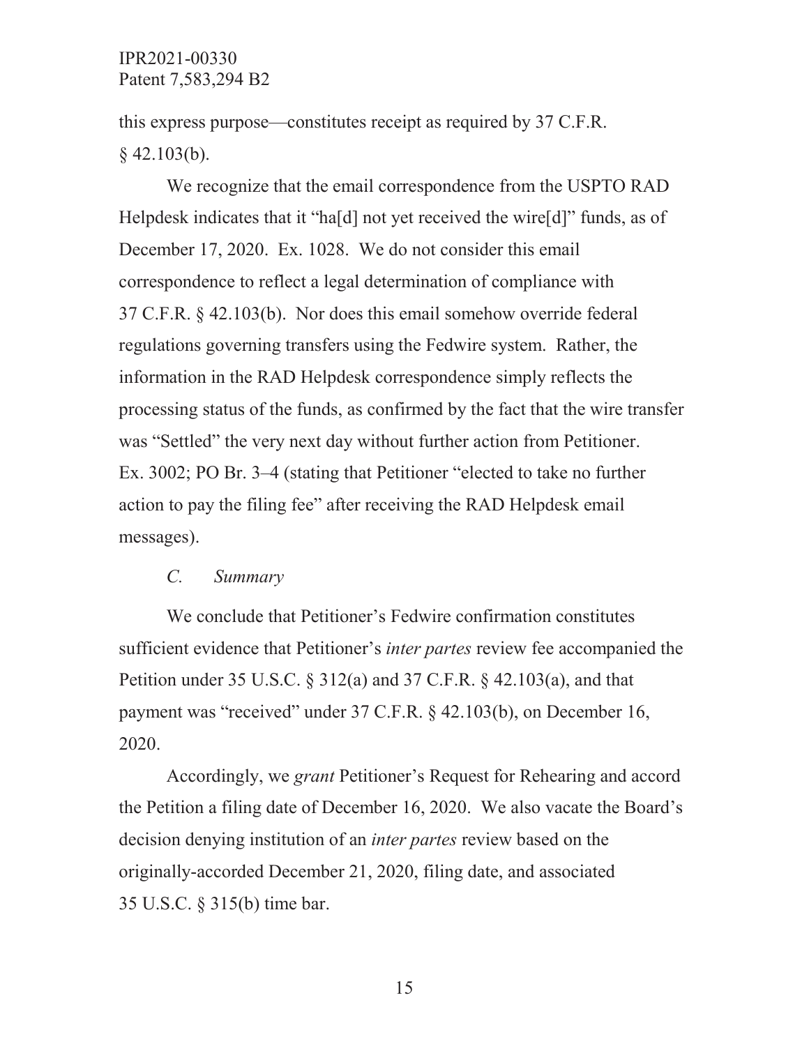this express purpose—constitutes receipt as required by 37 C.F.R. § 42.103(b).

We recognize that the email correspondence from the USPTO RAD Helpdesk indicates that it "ha[d] not yet received the wire[d]" funds, as of December 17, 2020. Ex. 1028. We do not consider this email correspondence to reflect a legal determination of compliance with 37 C.F.R. § 42.103(b). Nor does this email somehow override federal regulations governing transfers using the Fedwire system. Rather, the information in the RAD Helpdesk correspondence simply reflects the processing status of the funds, as confirmed by the fact that the wire transfer was "Settled" the very next day without further action from Petitioner. Ex. 3002; PO Br. 3–4 (stating that Petitioner "elected to take no further action to pay the filing fee" after receiving the RAD Helpdesk email messages).

### *C. Summary*

We conclude that Petitioner's Fedwire confirmation constitutes sufficient evidence that Petitioner's *inter partes* review fee accompanied the Petition under 35 U.S.C. § 312(a) and 37 C.F.R. § 42.103(a), and that payment was "received" under 37 C.F.R. § 42.103(b), on December 16, 2020.

Accordingly, we *grant* Petitioner's Request for Rehearing and accord the Petition a filing date of December 16, 2020. We also vacate the Board's decision denying institution of an *inter partes* review based on the originally-accorded December 21, 2020, filing date, and associated 35 U.S.C. § 315(b) time bar.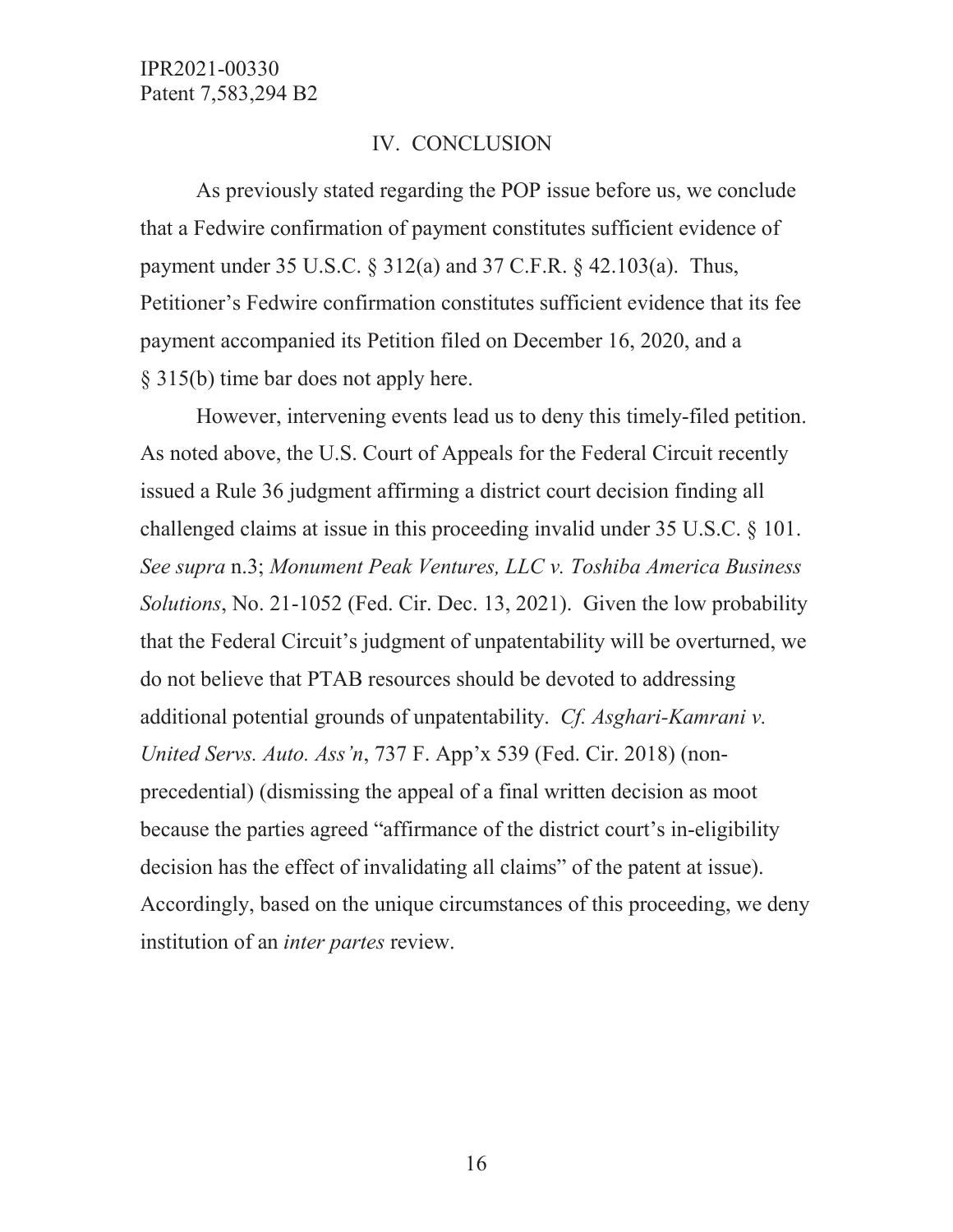## IV. CONCLUSION

As previously stated regarding the POP issue before us, we conclude that a Fedwire confirmation of payment constitutes sufficient evidence of payment under 35 U.S.C. § 312(a) and 37 C.F.R. § 42.103(a). Thus, Petitioner's Fedwire confirmation constitutes sufficient evidence that its fee payment accompanied its Petition filed on December 16, 2020, and a § 315(b) time bar does not apply here.

However, intervening events lead us to deny this timely-filed petition. As noted above, the U.S. Court of Appeals for the Federal Circuit recently issued a Rule 36 judgment affirming a district court decision finding all challenged claims at issue in this proceeding invalid under 35 U.S.C. § 101. *See supra* n.3; *Monument Peak Ventures, LLC v. Toshiba America Business Solutions*, No. 21-1052 (Fed. Cir. Dec. 13, 2021). Given the low probability that the Federal Circuit's judgment of unpatentability will be overturned, we do not believe that PTAB resources should be devoted to addressing additional potential grounds of unpatentability. *Cf. Asghari-Kamrani v. United Servs. Auto. Ass'n*, 737 F. App'x 539 (Fed. Cir. 2018) (non-precedential) (dismissing the appeal of a final written decision as moot because the parties agreed "affirmance of the district court's in-eligibility decision has the effect of invalidating all claims" of the patent at issue). Accordingly, based on the unique circumstances of this proceeding, we deny institution of an *inter partes* review.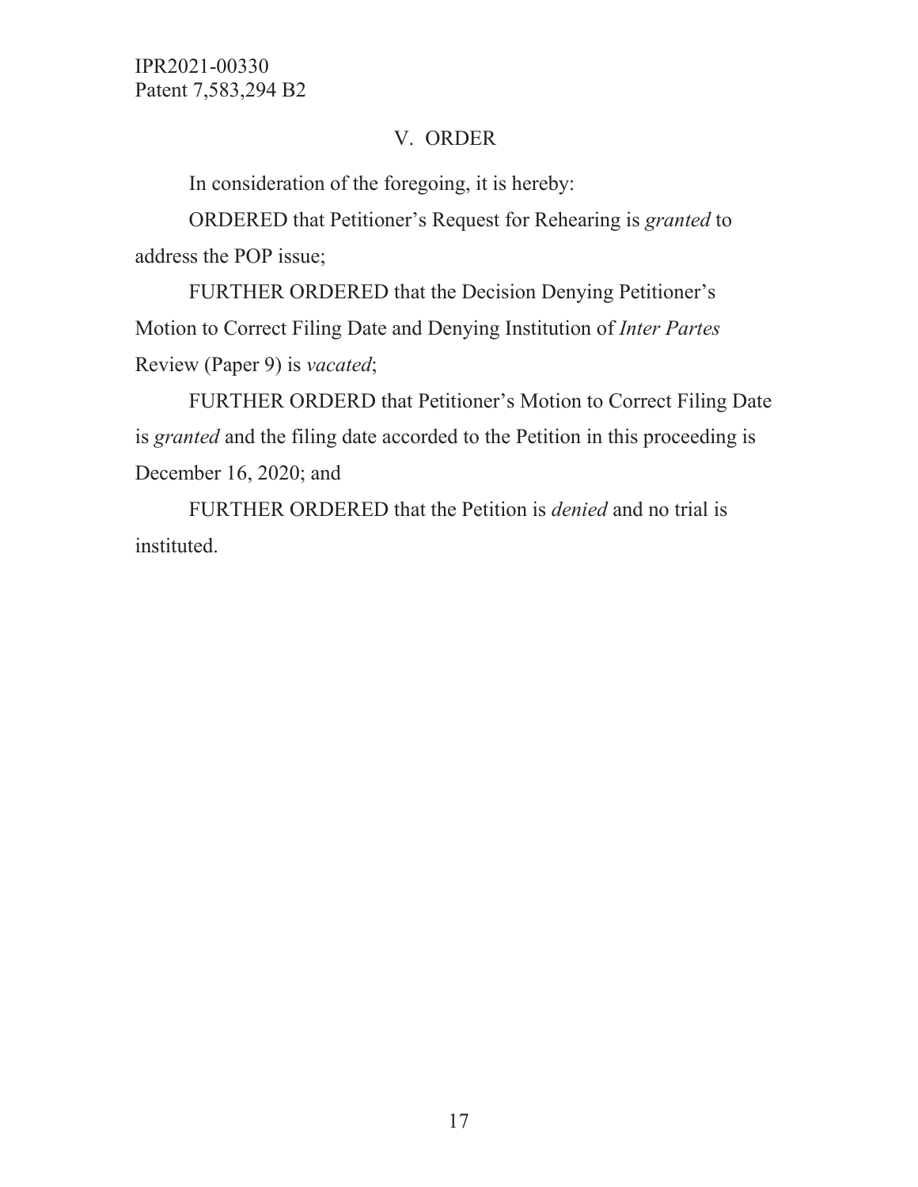## V. ORDER

In consideration of the foregoing, it is hereby:

ORDERED that Petitioner's Request for Rehearing is *granted* to address the POP issue;

FURTHER ORDERED that the Decision Denying Petitioner's Motion to Correct Filing Date and Denying Institution of *Inter Partes* Review (Paper 9) is *vacated*;

FURTHER ORDERD that Petitioner's Motion to Correct Filing Date is *granted* and the filing date accorded to the Petition in this proceeding is December 16, 2020; and

FURTHER ORDERED that the Petition is *denied* and no trial is instituted.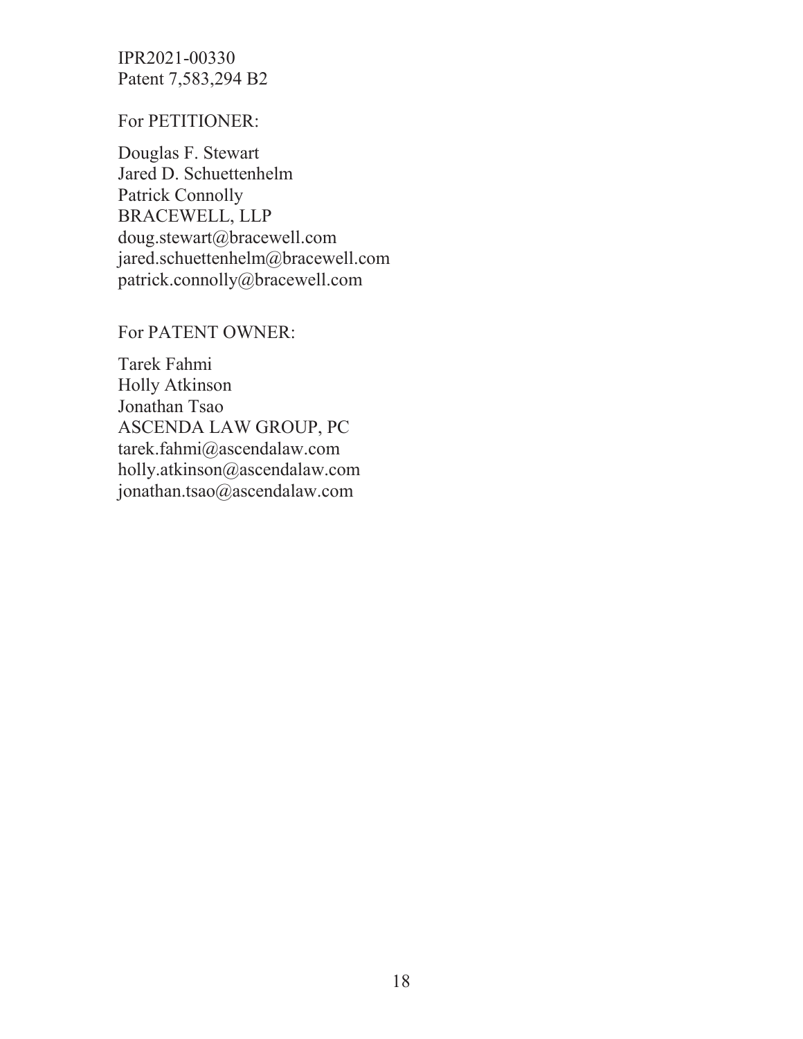For PETITIONER:

Douglas F. Stewart
Jared D. Schuettenhelm
Patrick Connolly
BRACEWELL, LLP
doug.stewart@bracewell.com
jared.schuettenhelm@bracewell.com
patrick.connolly@bracewell.com

For PATENT OWNER:

Tarek Fahmi
Holly Atkinson
Jonathan Tsao
ASCENDA LAW GROUP, PC
tarek.fahmi@ascendalaw.com
holly.atkinson@ascendalaw.com
jonathan.tsao@ascendalaw.com